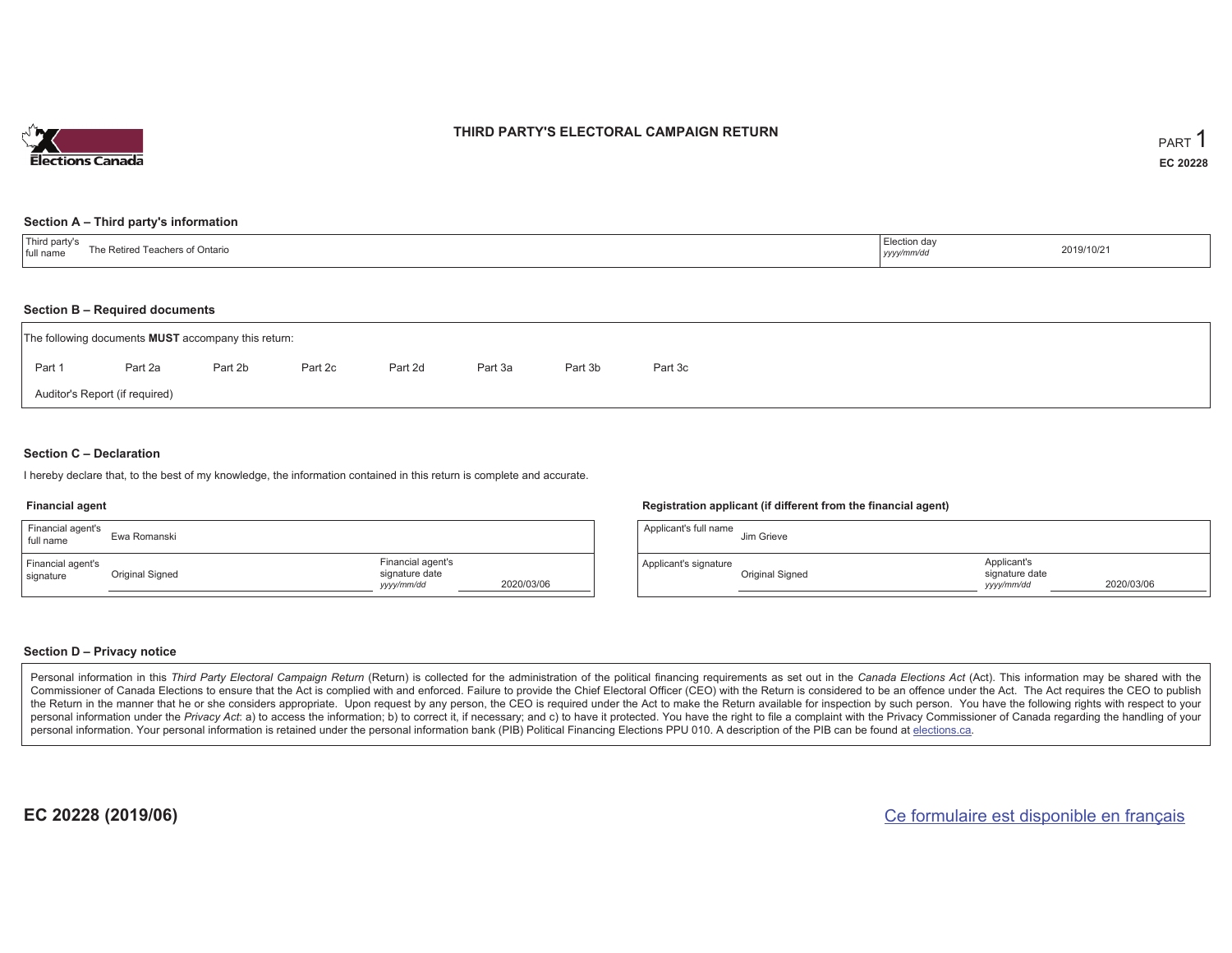Elections Canada

# THIRD PARTY'S ELECTORAL CAMPAIGN RETURN

PART 1

**EC 20228**

## Section A – Third party's information

| Third party's full name | The Retired Teachers of Ontario | Election day *yyyy/mm/dd* | 2019/10/21 |
|---|---|---|---|

## Section B – Required documents

The following documents **MUST** accompany this return:

Part 1 Part 2a Part 2b Part 2c Part 2d Part 3a Part 3b Part 3c

Auditor's Report (if required)

## Section C – Declaration

I hereby declare that, to the best of my knowledge, the information contained in this return is complete and accurate.

### Financial agent

| Financial agent's full name | Ewa Romanski | | |
|---|---|---|---|
| Financial agent's signature | Original Signed | Financial agent's signature date *yyyy/mm/dd* | 2020/03/06 |

### Registration applicant (if different from the financial agent)

| Applicant's full name | Jim Grieve | | |
|---|---|---|---|
| Applicant's signature | Original Signed | Applicant's signature date *yyyy/mm/dd* | 2020/03/06 |

## Section D – Privacy notice

Personal information in this *Third Party Electoral Campaign Return* (Return) is collected for the administration of the political financing requirements as set out in the *Canada Elections Act* (Act). This information may be shared with the Commissioner of Canada Elections to ensure that the Act is complied with and enforced. Failure to provide the Chief Electoral Officer (CEO) with the Return is considered to be an offence under the Act. The Act requires the CEO to publish the Return in the manner that he or she considers appropriate. Upon request by any person, the CEO is required under the Act to make the Return available for inspection by such person. You have the following rights with respect to your personal information under the *Privacy Act*: a) to access the information; b) to correct it, if necessary; and c) to have it protected. You have the right to file a complaint with the Privacy Commissioner of Canada regarding the handling of your personal information. Your personal information is retained under the personal information bank (PIB) Political Financing Elections PPU 010. A description of the PIB can be found at elections.ca.

**EC 20228 (2019/06)**

Ce formulaire est disponible en français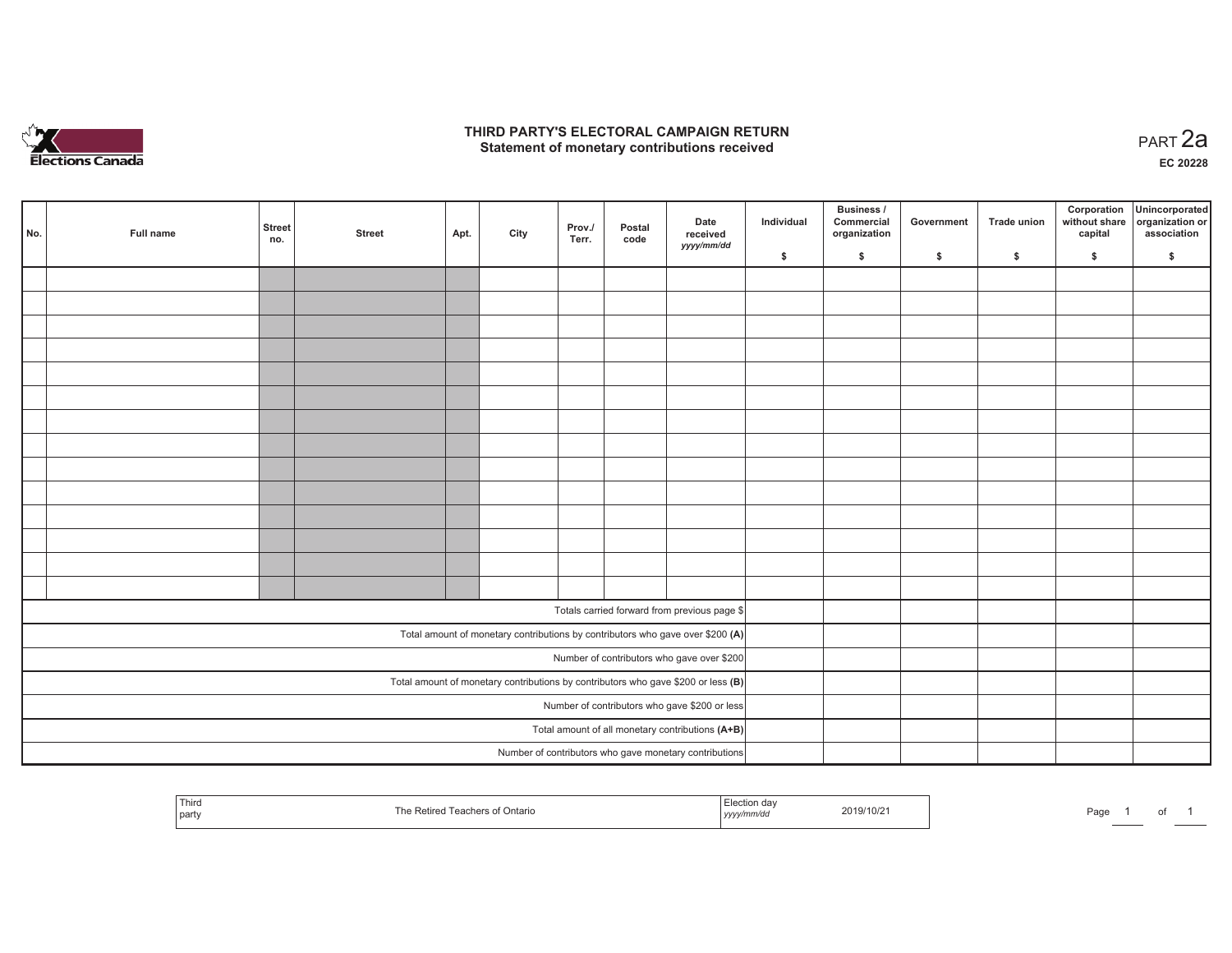# THIRD PARTY'S ELECTORAL CAMPAIGN RETURN
## Statement of monetary contributions received

PART 2a

EC 20228

| No. | Full name | Street no. | Street | Apt. | City | Prov./ Terr. | Postal code | Date received yyyy/mm/dd | Individual $ | Business / Commercial organization $ | Government $ | Trade union $ | Corporation without share capital $ | Unincorporated organization or association $ |
|---|---|---|---|---|---|---|---|---|---|---|---|---|---|---|
| | | | | | | | | | | | | | | |
| | | | | | | | | | | | | | | |
| | | | | | | | | | | | | | | |
| | | | | | | | | | | | | | | |
| | | | | | | | | | | | | | | |
| | | | | | | | | | | | | | | |
| | | | | | | | | | | | | | | |
| | | | | | | | | | | | | | | |
| | | | | | | | | | | | | | | |
| | | | | | | | | | | | | | | |
| | | | | | | | | | | | | | | |
| | | | | | | | | | | | | | | |
| | | | | | | | | | | | | | | |
| | | | | | | | | | | | | | | |
| Totals carried forward from previous page $ | | | | | | | | | | | | | | |
| Total amount of monetary contributions by contributors who gave over $200 **(A)** | | | | | | | | | | | | | | |
| Number of contributors who gave over $200 | | | | | | | | | | | | | | |
| Total amount of monetary contributions by contributors who gave $200 or less **(B)** | | | | | | | | | | | | | | |
| Number of contributors who gave $200 or less | | | | | | | | | | | | | | |
| Total amount of all monetary contributions **(A+B)** | | | | | | | | | | | | | | |
| Number of contributors who gave monetary contributions | | | | | | | | | | | | | | |

| Third party | The Retired Teachers of Ontario | Election day yyyy/mm/dd | 2019/10/21 |
|---|---|---|---|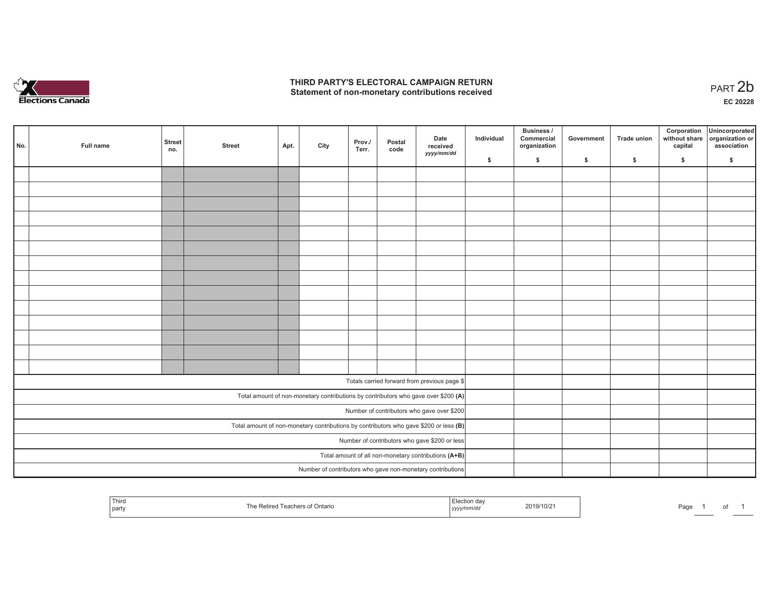# THIRD PARTY'S ELECTORAL CAMPAIGN RETURN
## Statement of non-monetary contributions received

PART 2b

**EC 20228**

| No. | Full name | Street no. | Street | Apt. | City | Prov./ Terr. | Postal code | Date received yyyy/mm/dd | Individual $ | Business / Commercial organization $ | Government $ | Trade union $ | Corporation without share capital $ | Unincorporated organization or association $ |
|---|---|---|---|---|---|---|---|---|---|---|---|---|---|---|
| | | | | | | | | | | | | | | |
| | | | | | | | | | | | | | | |
| | | | | | | | | | | | | | | |
| | | | | | | | | | | | | | | |
| | | | | | | | | | | | | | | |
| | | | | | | | | | | | | | | |
| | | | | | | | | | | | | | | |
| | | | | | | | | | | | | | | |
| | | | | | | | | | | | | | | |
| | | | | | | | | | | | | | | |
| | | | | | | | | | | | | | | |
| | | | | | | | | | | | | | | |
| | | | | | | | | | | | | | | |
| | | | | | | | | | | | | | | |
| | | | | | | | | Totals carried forward from previous page $ | | | | | | |
| | | | | | | | | Total amount of non-monetary contributions by contributors who gave over $200 **(A)** | | | | | | |
| | | | | | | | | Number of contributors who gave over $200 | | | | | | |
| | | | | | | | | Total amount of non-monetary contributions by contributors who gave $200 or less **(B)** | | | | | | |
| | | | | | | | | Number of contributors who gave $200 or less | | | | | | |
| | | | | | | | | Total amount of all non-monetary contributions **(A+B)** | | | | | | |
| | | | | | | | | Number of contributors who gave non-monetary contributions | | | | | | |

| Third party | The Retired Teachers of Ontario | Election day yyyy/mm/dd | 2019/10/21 |
|---|---|---|---|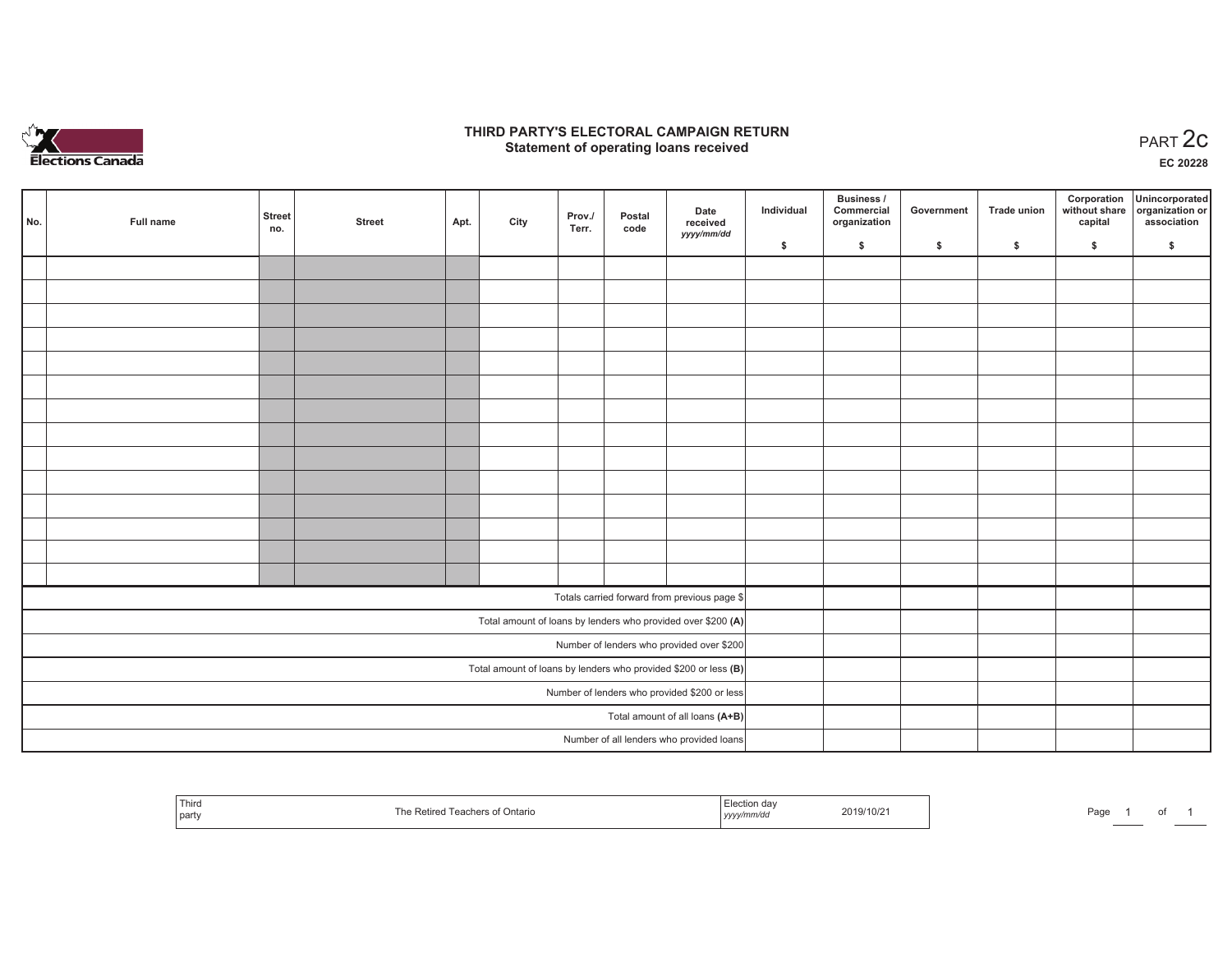# THIRD PARTY'S ELECTORAL CAMPAIGN RETURN
## Statement of operating loans received

PART 2c

EC 20228

| No. | Full name | Street no. | Street | Apt. | City | Prov./ Terr. | Postal code | Date received *yyyy/mm/dd* | Individual $ | Business / Commercial organization $ | Government $ | Trade union $ | Corporation without share capital $ | Unincorporated organization or association $ |
|---|---|---|---|---|---|---|---|---|---|---|---|---|---|---|
| | | | | | | | | | | | | | | |
| | | | | | | | | | | | | | | |
| | | | | | | | | | | | | | | |
| | | | | | | | | | | | | | | |
| | | | | | | | | | | | | | | |
| | | | | | | | | | | | | | | |
| | | | | | | | | | | | | | | |
| | | | | | | | | | | | | | | |
| | | | | | | | | | | | | | | |
| | | | | | | | | | | | | | | |
| | | | | | | | | | | | | | | |
| | | | | | | | | | | | | | | |
| | | | | | | | | | | | | | | |
| | | | | | | | | | | | | | | |
| Totals carried forward from previous page $ | | | | | | | | | | | | | | |
| Total amount of loans by lenders who provided over $200 **(A)** | | | | | | | | | | | | | | |
| Number of lenders who provided over $200 | | | | | | | | | | | | | | |
| Total amount of loans by lenders who provided $200 or less **(B)** | | | | | | | | | | | | | | |
| Number of lenders who provided $200 or less | | | | | | | | | | | | | | |
| Total amount of all loans **(A+B)** | | | | | | | | | | | | | | |
| Number of all lenders who provided loans | | | | | | | | | | | | | | |

| Third party | The Retired Teachers of Ontario | Election day *yyyy/mm/dd* | 2019/10/21 |
|---|---|---|---|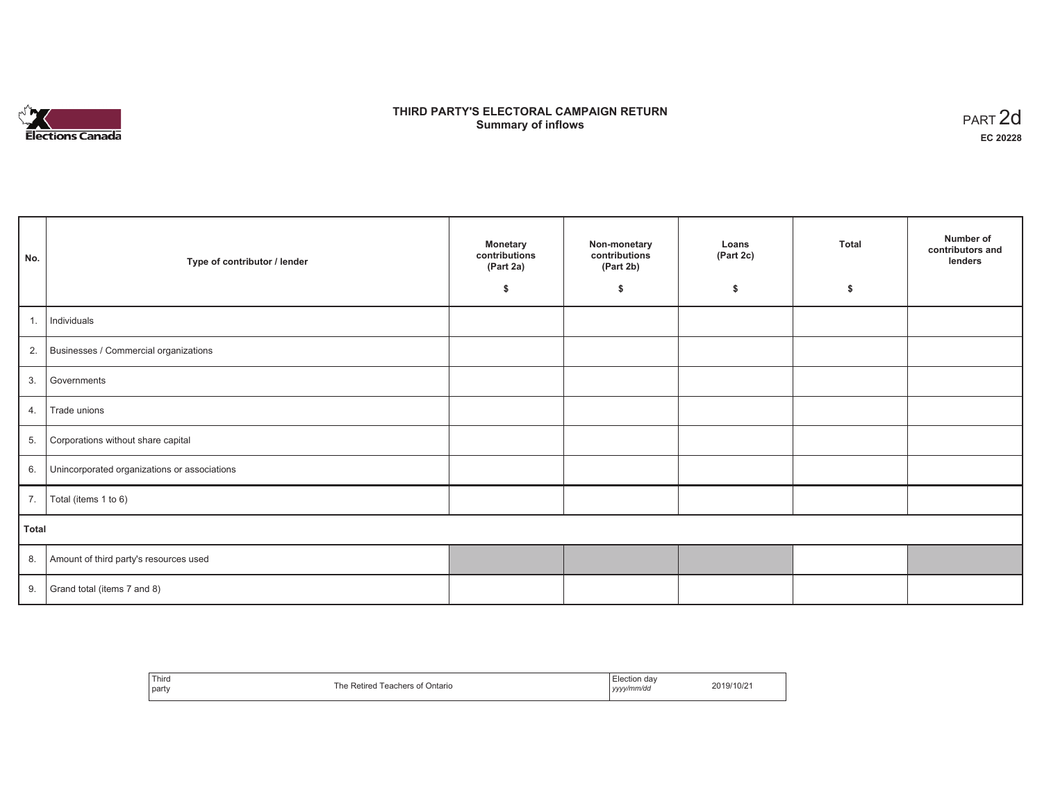# THIRD PARTY'S ELECTORAL CAMPAIGN RETURN
## Summary of inflows

PART 2d

**EC 20228**

| No. | Type of contributor / lender | Monetary contributions (Part 2a) $ | Non-monetary contributions (Part 2b) $ | Loans (Part 2c) $ | Total $ | Number of contributors and lenders |
|---|---|---|---|---|---|---|
| 1. | Individuals | | | | | |
| 2. | Businesses / Commercial organizations | | | | | |
| 3. | Governments | | | | | |
| 4. | Trade unions | | | | | |
| 5. | Corporations without share capital | | | | | |
| 6. | Unincorporated organizations or associations | | | | | |
| 7. | Total (items 1 to 6) | | | | | |
| **Total** | | | | | | |
| 8. | Amount of third party's resources used | | | | | |
| 9. | Grand total (items 7 and 8) | | | | | |

| Third party | The Retired Teachers of Ontario | Election day *yyyy/mm/dd* | 2019/10/21 |
|---|---|---|---|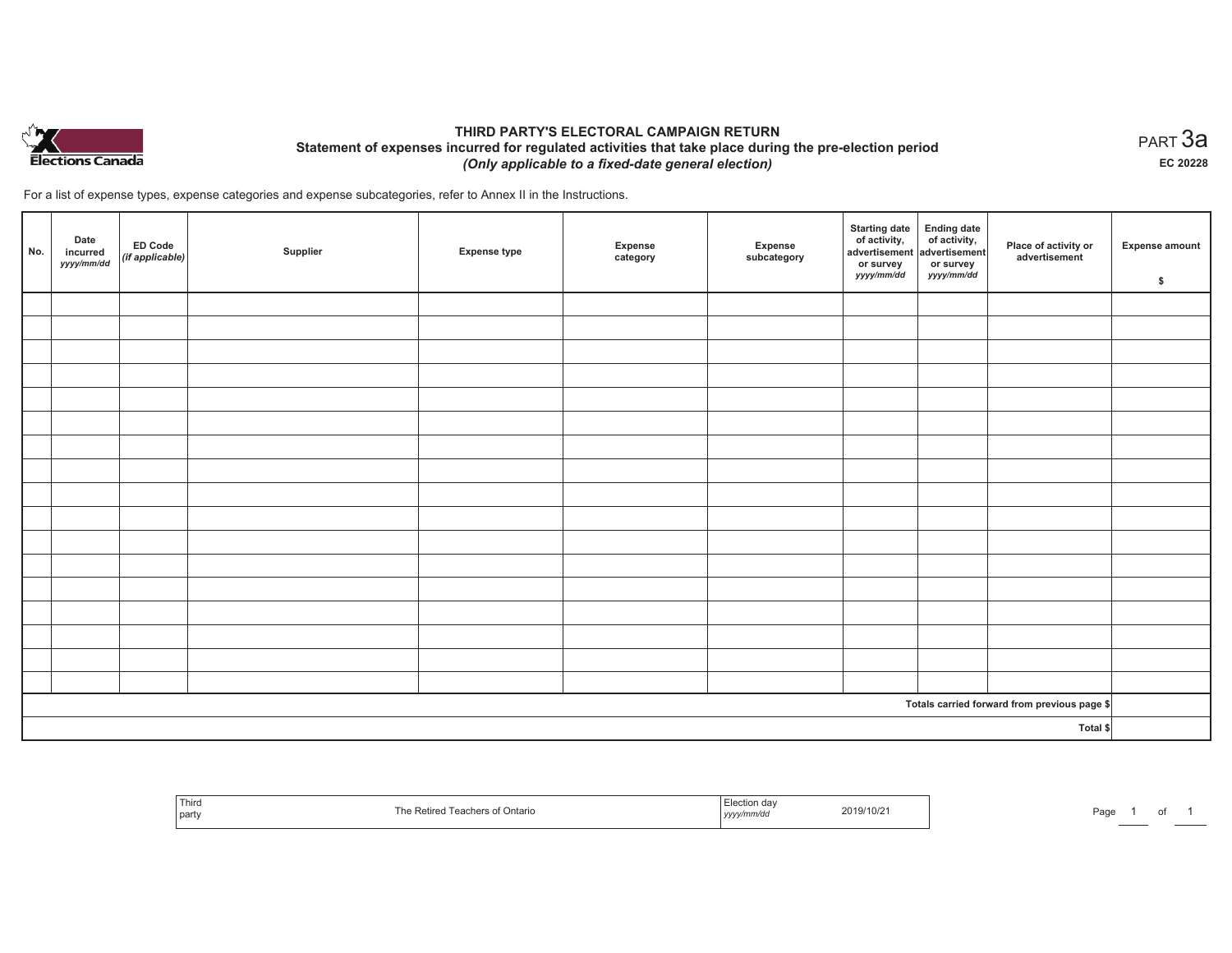Elections Canada

# THIRD PARTY'S ELECTORAL CAMPAIGN RETURN

## Statement of expenses incurred for regulated activities that take place during the pre-election period

*(Only applicable to a fixed-date general election)*

PART 3a

**EC 20228**

For a list of expense types, expense categories and expense subcategories, refer to Annex II in the Instructions.

| No. | Date incurred *yyyy/mm/dd* | ED Code *(if applicable)* | Supplier | Expense type | Expense category | Expense subcategory | Starting date of activity, advertisement or survey *yyyy/mm/dd* | Ending date of activity, advertisement or survey *yyyy/mm/dd* | Place of activity or advertisement | Expense amount $ |
|---|---|---|---|---|---|---|---|---|---|---|
| | | | | | | | | | | |
| | | | | | | | | | | |
| | | | | | | | | | | |
| | | | | | | | | | | |
| | | | | | | | | | | |
| | | | | | | | | | | |
| | | | | | | | | | | |
| | | | | | | | | | | |
| | | | | | | | | | | |
| | | | | | | | | | | |
| | | | | | | | | | | |
| | | | | | | | | | | |
| | | | | | | | | | | |
| | | | | | | | | | | |
| | | | | | | | | | | |
| | | | | | | | | | | |
| | | | | | | | | | | |
| **Totals carried forward from previous page $** | | | | | | | | | | |
| **Total $** | | | | | | | | | | |

| Third party | The Retired Teachers of Ontario | Election day *yyyy/mm/dd* | 2019/10/21 |
|---|---|---|---|

Page 1 of 1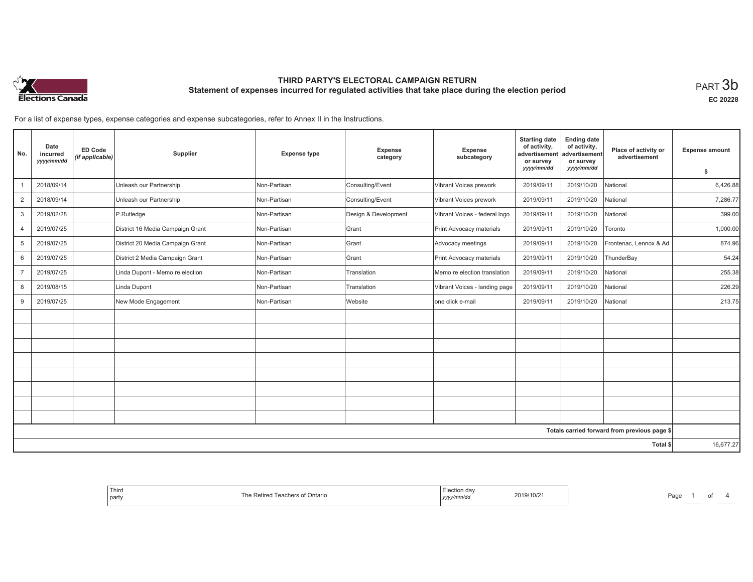# THIRD PARTY'S ELECTORAL CAMPAIGN RETURN

## Statement of expenses incurred for regulated activities that take place during the election period

PART 3b

EC 20228

For a list of expense types, expense categories and expense subcategories, refer to Annex II in the Instructions.

| No. | Date incurred *yyyy/mm/dd* | ED Code *(if applicable)* | Supplier | Expense type | Expense category | Expense subcategory | Starting date of activity, advertisement or survey *yyyy/mm/dd* | Ending date of activity, advertisement or survey *yyyy/mm/dd* | Place of activity or advertisement | Expense amount $ |
|---|---|---|---|---|---|---|---|---|---|---|
| 1 | 2018/09/14 | | Unleash our Partnership | Non-Partisan | Consulting/Event | Vibrant Voices prework | 2019/09/11 | 2019/10/20 | National | 6,426.88 |
| 2 | 2018/09/14 | | Unleash our Partnership | Non-Partisan | Consulting/Event | Vibrant Voices prework | 2019/09/11 | 2019/10/20 | National | 7,286.77 |
| 3 | 2019/02/28 | | P.Rutledge | Non-Partisan | Design & Development | Vibrant Voices - federal logo | 2019/09/11 | 2019/10/20 | National | 399.00 |
| 4 | 2019/07/25 | | District 16 Media Campaign Grant | Non-Partisan | Grant | Print Advocacy materials | 2019/09/11 | 2019/10/20 | Toronto | 1,000.00 |
| 5 | 2019/07/25 | | District 20 Media Campaign Grant | Non-Partisan | Grant | Advocacy meetings | 2019/09/11 | 2019/10/20 | Frontenac, Lennox & Ad | 874.96 |
| 6 | 2019/07/25 | | District 2 Media Campaign Grant | Non-Partisan | Grant | Print Advocacy materials | 2019/09/11 | 2019/10/20 | ThunderBay | 54.24 |
| 7 | 2019/07/25 | | Linda Dupont - Memo re election | Non-Partisan | Translation | Memo re election translation | 2019/09/11 | 2019/10/20 | National | 255.38 |
| 8 | 2019/08/15 | | Linda Dupont | Non-Partisan | Translation | Vibrant Voices - landing page | 2019/09/11 | 2019/10/20 | National | 226.29 |
| 9 | 2019/07/25 | | New Mode Engagement | Non-Partisan | Website | one click e-mail | 2019/09/11 | 2019/10/20 | National | 213.75 |
| | | | | | | | | | | |
| | | | | | | | | | | |
| | | | | | | | | | | |
| | | | | | | | | | | |
| | | | | | | | | | | |
| | | | | | | | | | | |
| | | | | | | | | | | |
| | | | | | | | | | | |
| | | | | | | | | | Totals carried forward from previous page $ | |
| | | | | | | | | | Total $ | 16,677.27 |

Third party: The Retired Teachers of Ontario

Election day *yyyy/mm/dd*: 2019/10/21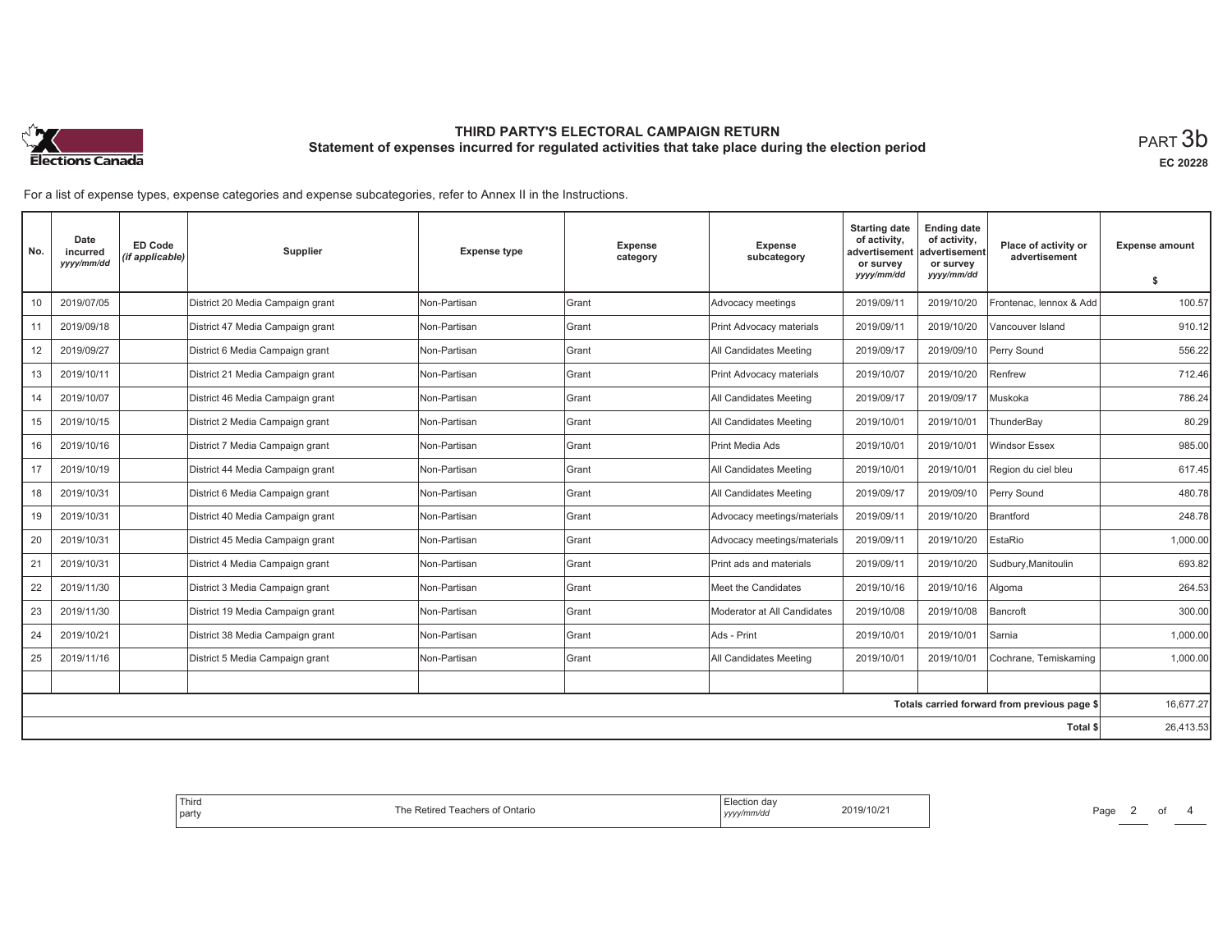# THIRD PARTY'S ELECTORAL CAMPAIGN RETURN

## Statement of expenses incurred for regulated activities that take place during the election period

PART 3b

EC 20228

For a list of expense types, expense categories and expense subcategories, refer to Annex II in the Instructions.

| No. | Date incurred yyyy/mm/dd | ED Code (if applicable) | Supplier | Expense type | Expense category | Expense subcategory | Starting date of activity, advertisement or survey yyyy/mm/dd | Ending date of activity, advertisement or survey yyyy/mm/dd | Place of activity or advertisement | Expense amount $ |
|---|---|---|---|---|---|---|---|---|---|---|
| 10 | 2019/07/05 | | District 20 Media Campaign grant | Non-Partisan | Grant | Advocacy meetings | 2019/09/11 | 2019/10/20 | Frontenac, lennox & Add | 100.57 |
| 11 | 2019/09/18 | | District 47 Media Campaign grant | Non-Partisan | Grant | Print Advocacy materials | 2019/09/11 | 2019/10/20 | Vancouver Island | 910.12 |
| 12 | 2019/09/27 | | District 6 Media Campaign grant | Non-Partisan | Grant | All Candidates Meeting | 2019/09/17 | 2019/09/10 | Perry Sound | 556.22 |
| 13 | 2019/10/11 | | District 21 Media Campaign grant | Non-Partisan | Grant | Print Advocacy materials | 2019/10/07 | 2019/10/20 | Renfrew | 712.46 |
| 14 | 2019/10/07 | | District 46 Media Campaign grant | Non-Partisan | Grant | All Candidates Meeting | 2019/09/17 | 2019/09/17 | Muskoka | 786.24 |
| 15 | 2019/10/15 | | District 2 Media Campaign grant | Non-Partisan | Grant | All Candidates Meeting | 2019/10/01 | 2019/10/01 | ThunderBay | 80.29 |
| 16 | 2019/10/16 | | District 7 Media Campaign grant | Non-Partisan | Grant | Print Media Ads | 2019/10/01 | 2019/10/01 | Windsor Essex | 985.00 |
| 17 | 2019/10/19 | | District 44 Media Campaign grant | Non-Partisan | Grant | All Candidates Meeting | 2019/10/01 | 2019/10/01 | Region du ciel bleu | 617.45 |
| 18 | 2019/10/31 | | District 6 Media Campaign grant | Non-Partisan | Grant | All Candidates Meeting | 2019/09/17 | 2019/09/10 | Perry Sound | 480.78 |
| 19 | 2019/10/31 | | District 40 Media Campaign grant | Non-Partisan | Grant | Advocacy meetings/materials | 2019/09/11 | 2019/10/20 | Brantford | 248.78 |
| 20 | 2019/10/31 | | District 45 Media Campaign grant | Non-Partisan | Grant | Advocacy meetings/materials | 2019/09/11 | 2019/10/20 | EstaRio | 1,000.00 |
| 21 | 2019/10/31 | | District 4 Media Campaign grant | Non-Partisan | Grant | Print ads and materials | 2019/09/11 | 2019/10/20 | Sudbury,Manitoulin | 693.82 |
| 22 | 2019/11/30 | | District 3 Media Campaign grant | Non-Partisan | Grant | Meet the Candidates | 2019/10/16 | 2019/10/16 | Algoma | 264.53 |
| 23 | 2019/11/30 | | District 19 Media Campaign grant | Non-Partisan | Grant | Moderator at All Candidates | 2019/10/08 | 2019/10/08 | Bancroft | 300.00 |
| 24 | 2019/10/21 | | District 38 Media Campaign grant | Non-Partisan | Grant | Ads - Print | 2019/10/01 | 2019/10/01 | Sarnia | 1,000.00 |
| 25 | 2019/11/16 | | District 5 Media Campaign grant | Non-Partisan | Grant | All Candidates Meeting | 2019/10/01 | 2019/10/01 | Cochrane, Temiskaming | 1,000.00 |
| | | | | | | | | | | |
| | | | | | | | | | Totals carried forward from previous page $ | 16,677.27 |
| | | | | | | | | | Total $ | 26,413.53 |

Third party: The Retired Teachers of Ontario

Election day yyyy/mm/dd: 2019/10/21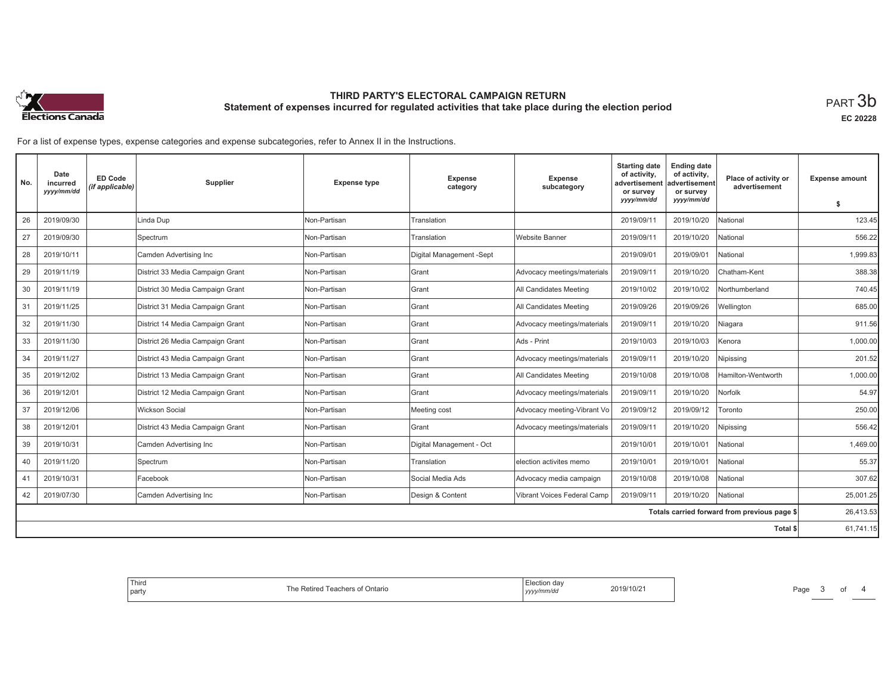# THIRD PARTY'S ELECTORAL CAMPAIGN RETURN

## Statement of expenses incurred for regulated activities that take place during the election period

PART 3b

EC 20228

For a list of expense types, expense categories and expense subcategories, refer to Annex II in the Instructions.

| No. | Date incurred *yyyy/mm/dd* | ED Code *(if applicable)* | Supplier | Expense type | Expense category | Expense subcategory | Starting date of activity, advertisement or survey *yyyy/mm/dd* | Ending date of activity, advertisement or survey *yyyy/mm/dd* | Place of activity or advertisement | Expense amount $ |
|---|---|---|---|---|---|---|---|---|---|---|
| 26 | 2019/09/30 | | Linda Dup | Non-Partisan | Translation | | 2019/09/11 | 2019/10/20 | National | 123.45 |
| 27 | 2019/09/30 | | Spectrum | Non-Partisan | Translation | Website Banner | 2019/09/11 | 2019/10/20 | National | 556.22 |
| 28 | 2019/10/11 | | Camden Advertising Inc | Non-Partisan | Digital Management -Sept | | 2019/09/01 | 2019/09/01 | National | 1,999.83 |
| 29 | 2019/11/19 | | District 33 Media Campaign Grant | Non-Partisan | Grant | Advocacy meetings/materials | 2019/09/11 | 2019/10/20 | Chatham-Kent | 388.38 |
| 30 | 2019/11/19 | | District 30 Media Campaign Grant | Non-Partisan | Grant | All Candidates Meeting | 2019/10/02 | 2019/10/02 | Northumberland | 740.45 |
| 31 | 2019/11/25 | | District 31 Media Campaign Grant | Non-Partisan | Grant | All Candidates Meeting | 2019/09/26 | 2019/09/26 | Wellington | 685.00 |
| 32 | 2019/11/30 | | District 14 Media Campaign Grant | Non-Partisan | Grant | Advocacy meetings/materials | 2019/09/11 | 2019/10/20 | Niagara | 911.56 |
| 33 | 2019/11/30 | | District 26 Media Campaign Grant | Non-Partisan | Grant | Ads - Print | 2019/10/03 | 2019/10/03 | Kenora | 1,000.00 |
| 34 | 2019/11/27 | | District 43 Media Campaign Grant | Non-Partisan | Grant | Advocacy meetings/materials | 2019/09/11 | 2019/10/20 | Nipissing | 201.52 |
| 35 | 2019/12/02 | | District 13 Media Campaign Grant | Non-Partisan | Grant | All Candidates Meeting | 2019/10/08 | 2019/10/08 | Hamilton-Wentworth | 1,000.00 |
| 36 | 2019/12/01 | | District 12 Media Campaign Grant | Non-Partisan | Grant | Advocacy meetings/materials | 2019/09/11 | 2019/10/20 | Norfolk | 54.97 |
| 37 | 2019/12/06 | | Wickson Social | Non-Partisan | Meeting cost | Advocacy meeting-Vibrant Vo | 2019/09/12 | 2019/09/12 | Toronto | 250.00 |
| 38 | 2019/12/01 | | District 43 Media Campaign Grant | Non-Partisan | Grant | Advocacy meetings/materials | 2019/09/11 | 2019/10/20 | Nipissing | 556.42 |
| 39 | 2019/10/31 | | Camden Advertising Inc | Non-Partisan | Digital Management - Oct | | 2019/10/01 | 2019/10/01 | National | 1,469.00 |
| 40 | 2019/11/20 | | Spectrum | Non-Partisan | Translation | election activites memo | 2019/10/01 | 2019/10/01 | National | 55.37 |
| 41 | 2019/10/31 | | Facebook | Non-Partisan | Social Media Ads | Advocacy media campaign | 2019/10/08 | 2019/10/08 | National | 307.62 |
| 42 | 2019/07/30 | | Camden Advertising Inc | Non-Partisan | Design & Content | Vibrant Voices Federal Camp | 2019/09/11 | 2019/10/20 | National | 25,001.25 |
| | | | | | | | | | Totals carried forward from previous page $ | 26,413.53 |
| | | | | | | | | | Total $ | 61,741.15 |

Third party: The Retired Teachers of Ontario — Election day *yyyy/mm/dd*: 2019/10/21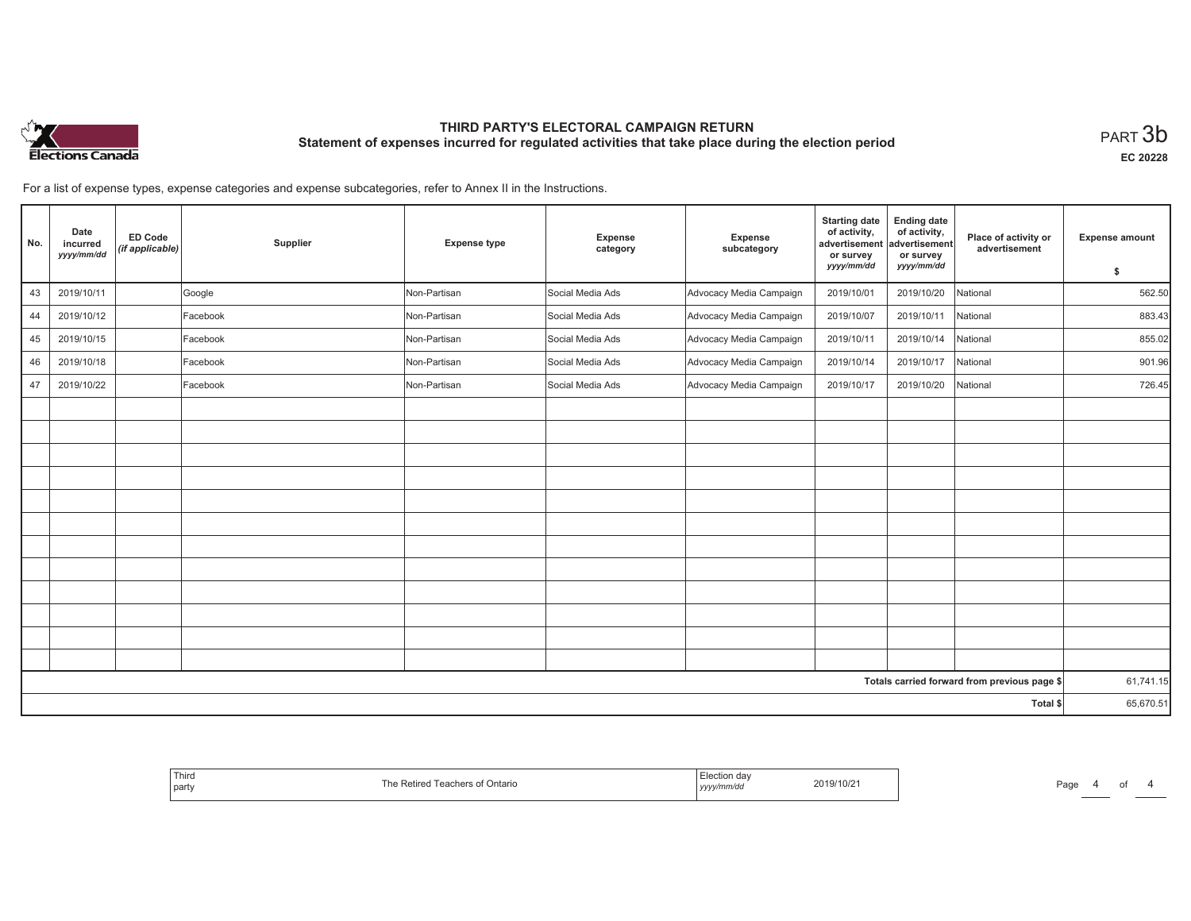# THIRD PARTY'S ELECTORAL CAMPAIGN RETURN

## Statement of expenses incurred for regulated activities that take place during the election period

PART 3b

EC 20228

For a list of expense types, expense categories and expense subcategories, refer to Annex II in the Instructions.

| No. | Date incurred *yyyy/mm/dd* | ED Code *(if applicable)* | Supplier | Expense type | Expense category | Expense subcategory | Starting date of activity, advertisement or survey *yyyy/mm/dd* | Ending date of activity, advertisement or survey *yyyy/mm/dd* | Place of activity or advertisement | Expense amount $ |
|---|---|---|---|---|---|---|---|---|---|---|
| 43 | 2019/10/11 | | Google | Non-Partisan | Social Media Ads | Advocacy Media Campaign | 2019/10/01 | 2019/10/20 | National | 562.50 |
| 44 | 2019/10/12 | | Facebook | Non-Partisan | Social Media Ads | Advocacy Media Campaign | 2019/10/07 | 2019/10/11 | National | 883.43 |
| 45 | 2019/10/15 | | Facebook | Non-Partisan | Social Media Ads | Advocacy Media Campaign | 2019/10/11 | 2019/10/14 | National | 855.02 |
| 46 | 2019/10/18 | | Facebook | Non-Partisan | Social Media Ads | Advocacy Media Campaign | 2019/10/14 | 2019/10/17 | National | 901.96 |
| 47 | 2019/10/22 | | Facebook | Non-Partisan | Social Media Ads | Advocacy Media Campaign | 2019/10/17 | 2019/10/20 | National | 726.45 |
| | | | | | | | | | Totals carried forward from previous page $ | 61,741.15 |
| | | | | | | | | | Total $ | 65,670.51 |

| Third party | The Retired Teachers of Ontario | Election day *yyyy/mm/dd* | 2019/10/21 |
|---|---|---|---|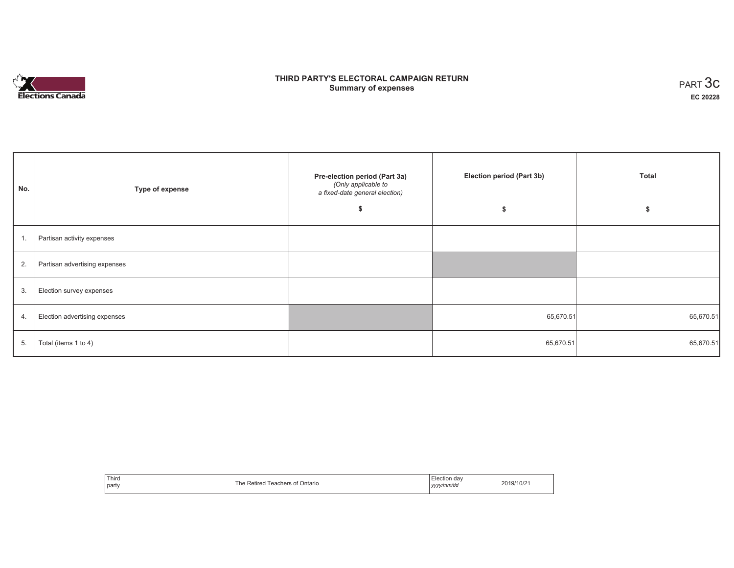# THIRD PARTY'S ELECTORAL CAMPAIGN RETURN
## Summary of expenses

PART 3c
**EC 20228**

| No. | Type of expense | Pre-election period (Part 3a) *(Only applicable to a fixed-date general election)* $ | Election period (Part 3b) $ | Total $ |
|---|---|---|---|---|
| 1. | Partisan activity expenses | | | |
| 2. | Partisan advertising expenses | | | |
| 3. | Election survey expenses | | | |
| 4. | Election advertising expenses | | 65,670.51 | 65,670.51 |
| 5. | Total (items 1 to 4) | | 65,670.51 | 65,670.51 |

| | | | |
|---|---|---|---|
| Third party | The Retired Teachers of Ontario | Election day *yyyy/mm/dd* | 2019/10/21 |